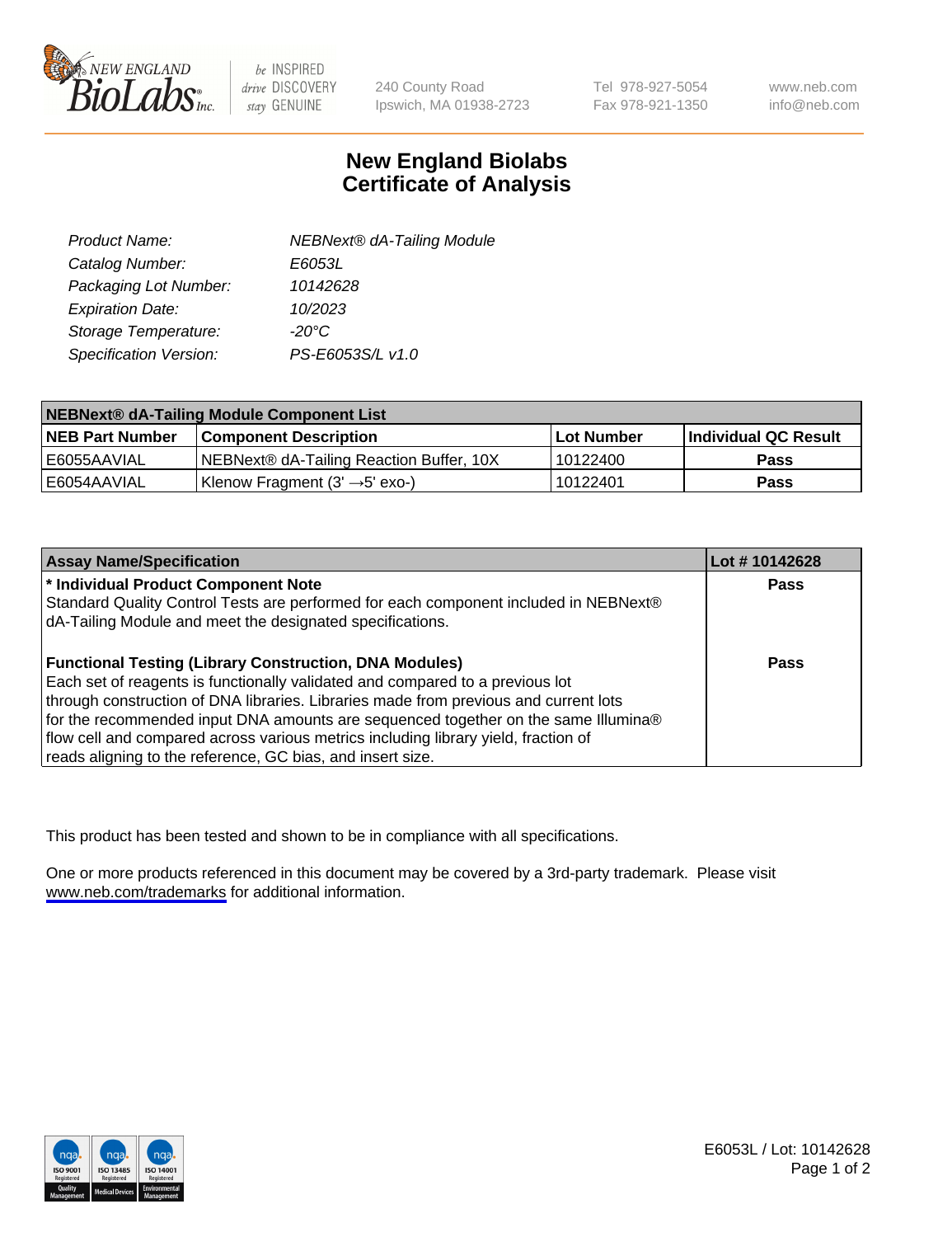240 County Road
Ipswich, MA 01938-2723

Tel 978-927-5054
Fax 978-921-1350

www.neb.com
info@neb.com

# New England Biolabs
# Certificate of Analysis

| | |
|---|---|
| *Product Name:* | *NEBNext® dA-Tailing Module* |
| *Catalog Number:* | *E6053L* |
| *Packaging Lot Number:* | *10142628* |
| *Expiration Date:* | *10/2023* |
| *Storage Temperature:* | *-20°C* |
| *Specification Version:* | *PS-E6053S/L v1.0* |

| **NEBNext® dA-Tailing Module Component List** | | | |
|---|---|---|---|
| **NEB Part Number** | **Component Description** | **Lot Number** | **Individual QC Result** |
| E6055AAVIAL | NEBNext® dA-Tailing Reaction Buffer, 10X | 10122400 | **Pass** |
| E6054AAVIAL | Klenow Fragment (3' →5' exo-) | 10122401 | **Pass** |

| **Assay Name/Specification** | **Lot # 10142628** |
|---|---|
| **\* Individual Product Component Note**<br>Standard Quality Control Tests are performed for each component included in NEBNext® dA-Tailing Module and meet the designated specifications. | **Pass** |
| **Functional Testing (Library Construction, DNA Modules)**<br>Each set of reagents is functionally validated and compared to a previous lot through construction of DNA libraries. Libraries made from previous and current lots for the recommended input DNA amounts are sequenced together on the same Illumina® flow cell and compared across various metrics including library yield, fraction of reads aligning to the reference, GC bias, and insert size. | **Pass** |

This product has been tested and shown to be in compliance with all specifications.

One or more products referenced in this document may be covered by a 3rd-party trademark. Please visit www.neb.com/trademarks for additional information.

E6053L / Lot: 10142628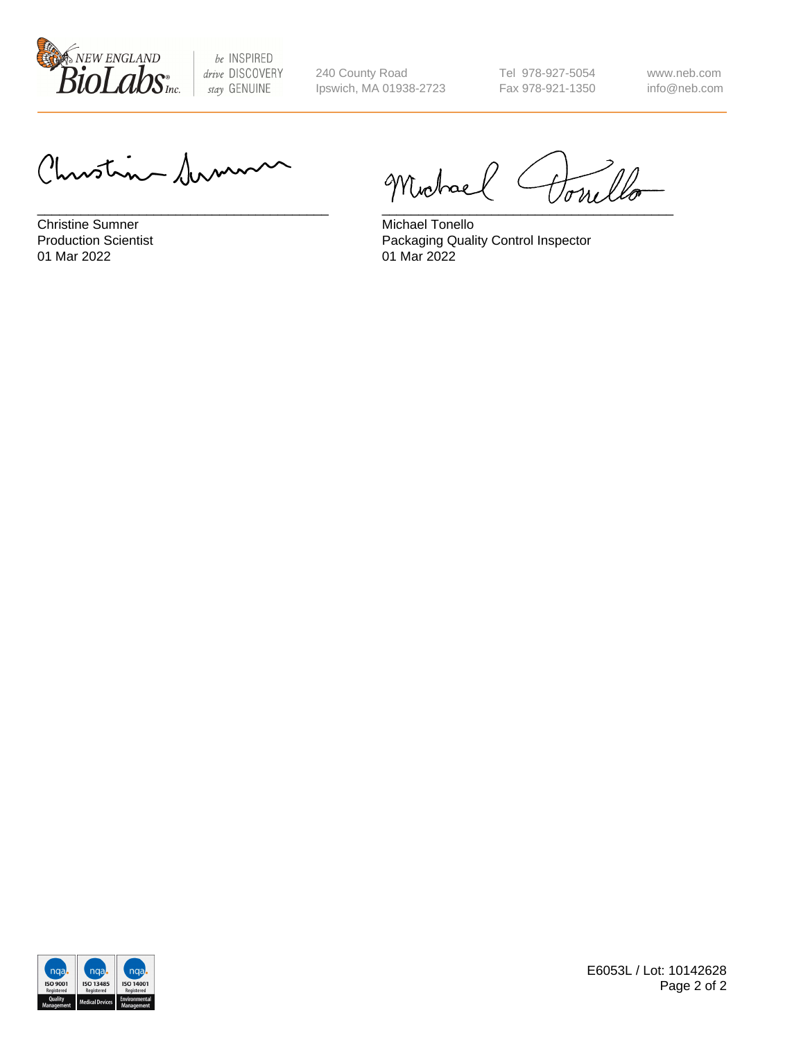Christine Sumner
Production Scientist
01 Mar 2022

Michael Tonello
Packaging Quality Control Inspector
01 Mar 2022

E6053L / Lot: 10142628